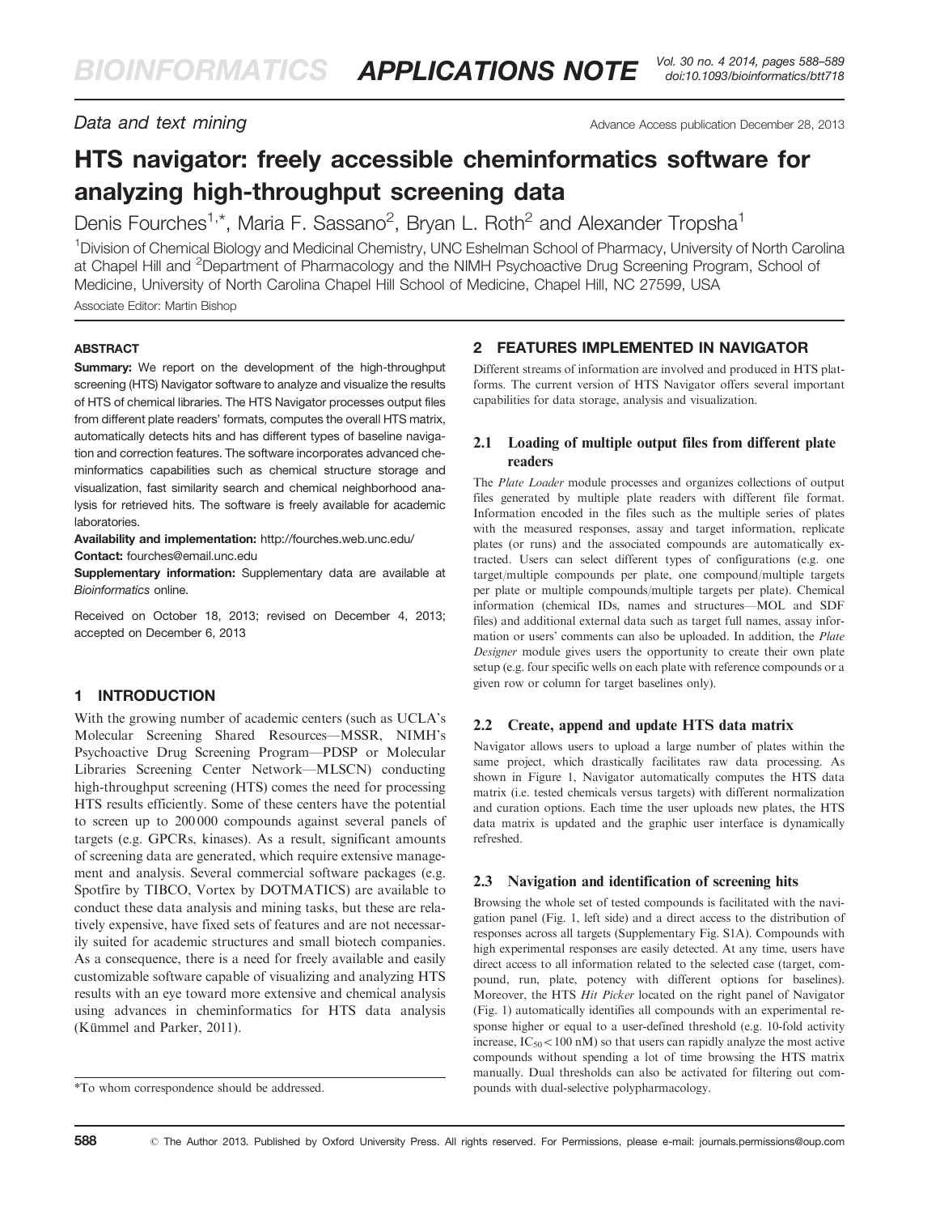Data and text mining

# HTS navigator: freely accessible cheminformatics software for analyzing high-throughput screening data

Denis Fourches[1,*], Maria F. Sassano[2], Bryan L. Roth[2] and Alexander Tropsha[1]

[1]Division of Chemical Biology and Medicinal Chemistry, UNC Eshelman School of Pharmacy, University of North Carolina at Chapel Hill and [2]Department of Pharmacology and the NIMH Psychoactive Drug Screening Program, School of Medicine, University of North Carolina Chapel Hill School of Medicine, Chapel Hill, NC 27599, USA

Associate Editor: Martin Bishop

## ABSTRACT

**Summary:** We report on the development of the high-throughput screening (HTS) Navigator software to analyze and visualize the results of HTS of chemical libraries. The HTS Navigator processes output files from different plate readers' formats, computes the overall HTS matrix, automatically detects hits and has different types of baseline navigation and correction features. The software incorporates advanced cheminformatics capabilities such as chemical structure storage and visualization, fast similarity search and chemical neighborhood analysis for retrieved hits. The software is freely available for academic laboratories.

**Availability and implementation:** http://fourches.web.unc.edu/

**Contact:** fourches@email.unc.edu

**Supplementary information:** Supplementary data are available at *Bioinformatics* online.

Received on October 18, 2013; revised on December 4, 2013; accepted on December 6, 2013

## 1 INTRODUCTION

With the growing number of academic centers (such as UCLA's Molecular Screening Shared Resources—MSSR, NIMH's Psychoactive Drug Screening Program—PDSP or Molecular Libraries Screening Center Network—MLSCN) conducting high-throughput screening (HTS) comes the need for processing HTS results efficiently. Some of these centers have the potential to screen up to 200 000 compounds against several panels of targets (e.g. GPCRs, kinases). As a result, significant amounts of screening data are generated, which require extensive management and analysis. Several commercial software packages (e.g. Spotfire by TIBCO, Vortex by DOTMATICS) are available to conduct these data analysis and mining tasks, but these are relatively expensive, have fixed sets of features and are not necessarily suited for academic structures and small biotech companies. As a consequence, there is a need for freely available and easily customizable software capable of visualizing and analyzing HTS results with an eye toward more extensive and chemical analysis using advances in cheminformatics for HTS data analysis (Kümmel and Parker, 2011).

*To whom correspondence should be addressed.

## 2 FEATURES IMPLEMENTED IN NAVIGATOR

Different streams of information are involved and produced in HTS platforms. The current version of HTS Navigator offers several important capabilities for data storage, analysis and visualization.

### 2.1 Loading of multiple output files from different plate readers

The *Plate Loader* module processes and organizes collections of output files generated by multiple plate readers with different file format. Information encoded in the files such as the multiple series of plates with the measured responses, assay and target information, replicate plates (or runs) and the associated compounds are automatically extracted. Users can select different types of configurations (e.g. one target/multiple compounds per plate, one compound/multiple targets per plate or multiple compounds/multiple targets per plate). Chemical information (chemical IDs, names and structures—MOL and SDF files) and additional external data such as target full names, assay information or users' comments can also be uploaded. In addition, the *Plate Designer* module gives users the opportunity to create their own plate setup (e.g. four specific wells on each plate with reference compounds or a given row or column for target baselines only).

### 2.2 Create, append and update HTS data matrix

Navigator allows users to upload a large number of plates within the same project, which drastically facilitates raw data processing. As shown in Figure 1, Navigator automatically computes the HTS data matrix (i.e. tested chemicals versus targets) with different normalization and curation options. Each time the user uploads new plates, the HTS data matrix is updated and the graphic user interface is dynamically refreshed.

### 2.3 Navigation and identification of screening hits

Browsing the whole set of tested compounds is facilitated with the navigation panel (Fig. 1, left side) and a direct access to the distribution of responses across all targets (Supplementary Fig. S1A). Compounds with high experimental responses are easily detected. At any time, users have direct access to all information related to the selected case (target, compound, run, plate, potency with different options for baselines). Moreover, the HTS *Hit Picker* located on the right panel of Navigator (Fig. 1) automatically identifies all compounds with an experimental response higher or equal to a user-defined threshold (e.g. 10-fold activity increase, $IC_{50} < 100$ nM) so that users can rapidly analyze the most active compounds without spending a lot of time browsing the HTS matrix manually. Dual thresholds can also be activated for filtering out compounds with dual-selective polypharmacology.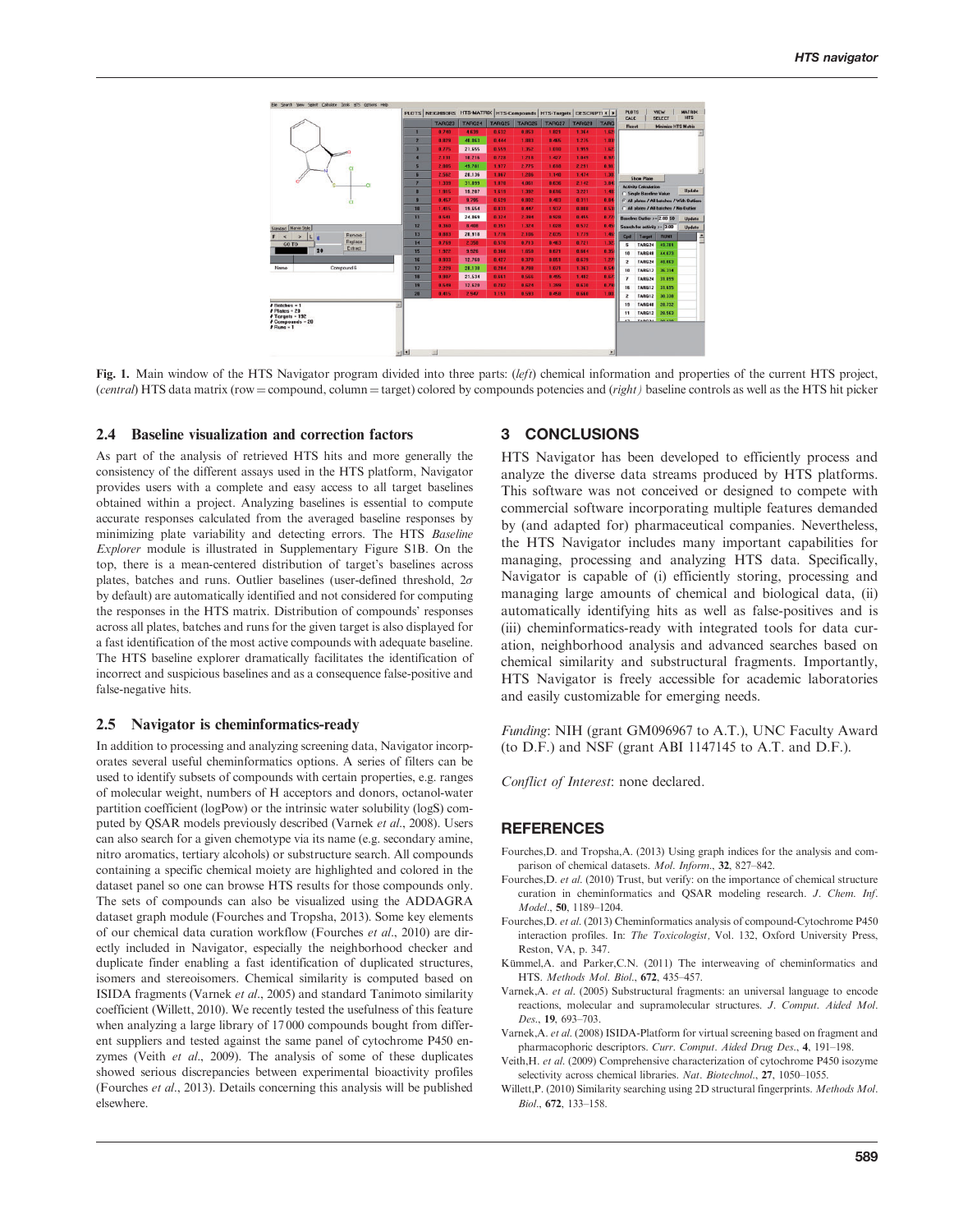Fig. 1. Main window of the HTS Navigator program divided into three parts: (*left*) chemical information and properties of the current HTS project, (*central*) HTS data matrix (row = compound, column = target) colored by compounds potencies and (*right*) baseline controls as well as the HTS hit picker

### 2.4 Baseline visualization and correction factors

As part of the analysis of retrieved HTS hits and more generally the consistency of the different assays used in the HTS platform, Navigator provides users with a complete and easy access to all target baselines obtained within a project. Analyzing baselines is essential to compute accurate responses calculated from the averaged baseline responses by minimizing plate variability and detecting errors. The HTS *Baseline Explorer* module is illustrated in Supplementary Figure S1B. On the top, there is a mean-centered distribution of target's baselines across plates, batches and runs. Outlier baselines (user-defined threshold, $2\sigma$ by default) are automatically identified and not considered for computing the responses in the HTS matrix. Distribution of compounds' responses across all plates, batches and runs for the given target is also displayed for a fast identification of the most active compounds with adequate baseline. The HTS baseline explorer dramatically facilitates the identification of incorrect and suspicious baselines and as a consequence false-positive and false-negative hits.

### 2.5 Navigator is cheminformatics-ready

In addition to processing and analyzing screening data, Navigator incorporates several useful cheminformatics options. A series of filters can be used to identify subsets of compounds with certain properties, e.g. ranges of molecular weight, numbers of H acceptors and donors, octanol-water partition coefficient (logPow) or the intrinsic water solubility (logS) computed by QSAR models previously described (Varnek *et al*., 2008). Users can also search for a given chemotype via its name (e.g. secondary amine, nitro aromatics, tertiary alcohols) or substructure search. All compounds containing a specific chemical moiety are highlighted and colored in the dataset panel so one can browse HTS results for those compounds only. The sets of compounds can also be visualized using the ADDAGRA dataset graph module (Fourches and Tropsha, 2013). Some key elements of our chemical data curation workflow (Fourches *et al*., 2010) are directly included in Navigator, especially the neighborhood checker and duplicate finder enabling a fast identification of duplicated structures, isomers and stereoisomers. Chemical similarity is computed based on ISIDA fragments (Varnek *et al*., 2005) and standard Tanimoto similarity coefficient (Willett, 2010). We recently tested the usefulness of this feature when analyzing a large library of 17 000 compounds bought from different suppliers and tested against the same panel of cytochrome P450 enzymes (Veith *et al*., 2009). The analysis of some of these duplicates showed serious discrepancies between experimental bioactivity profiles (Fourches *et al*., 2013). Details concerning this analysis will be published elsewhere.

## 3 CONCLUSIONS

HTS Navigator has been developed to efficiently process and analyze the diverse data streams produced by HTS platforms. This software was not conceived or designed to compete with commercial software incorporating multiple features demanded by (and adapted for) pharmaceutical companies. Nevertheless, the HTS Navigator includes many important capabilities for managing, processing and analyzing HTS data. Specifically, Navigator is capable of (i) efficiently storing, processing and managing large amounts of chemical and biological data, (ii) automatically identifying hits as well as false-positives and is (iii) cheminformatics-ready with integrated tools for data curation, neighborhood analysis and advanced searches based on chemical similarity and substructural fragments. Importantly, HTS Navigator is freely accessible for academic laboratories and easily customizable for emerging needs.

*Funding*: NIH (grant GM096967 to A.T.), UNC Faculty Award (to D.F.) and NSF (grant ABI 1147145 to A.T. and D.F.).

*Conflict of Interest*: none declared.

## REFERENCES

Fourches,D. and Tropsha,A. (2013) Using graph indices for the analysis and comparison of chemical datasets. *Mol. Inform*., **32**, 827–842.

Fourches,D. *et al*. (2010) Trust, but verify: on the importance of chemical structure curation in cheminformatics and QSAR modeling research. *J. Chem. Inf. Model*., **50**, 1189–1204.

Fourches,D. *et al*. (2013) Cheminformatics analysis of compound-Cytochrome P450 interaction profiles. In: *The Toxicologist*, Vol. 132, Oxford University Press, Reston, VA, p. 347.

Kümmel,A. and Parker,C.N. (2011) The interweaving of cheminformatics and HTS. *Methods Mol. Biol*., **672**, 435–457.

Varnek,A. *et al*. (2005) Substructural fragments: an universal language to encode reactions, molecular and supramolecular structures. *J. Comput. Aided Mol. Des*., **19**, 693–703.

Varnek,A. *et al*. (2008) ISIDA-Platform for virtual screening based on fragment and pharmacophoric descriptors. *Curr. Comput. Aided Drug Des*., **4**, 191–198.

Veith,H. *et al*. (2009) Comprehensive characterization of cytochrome P450 isozyme selectivity across chemical libraries. *Nat. Biotechnol*., **27**, 1050–1055.

Willett,P. (2010) Similarity searching using 2D structural fingerprints. *Methods Mol. Biol*., **672**, 133–158.